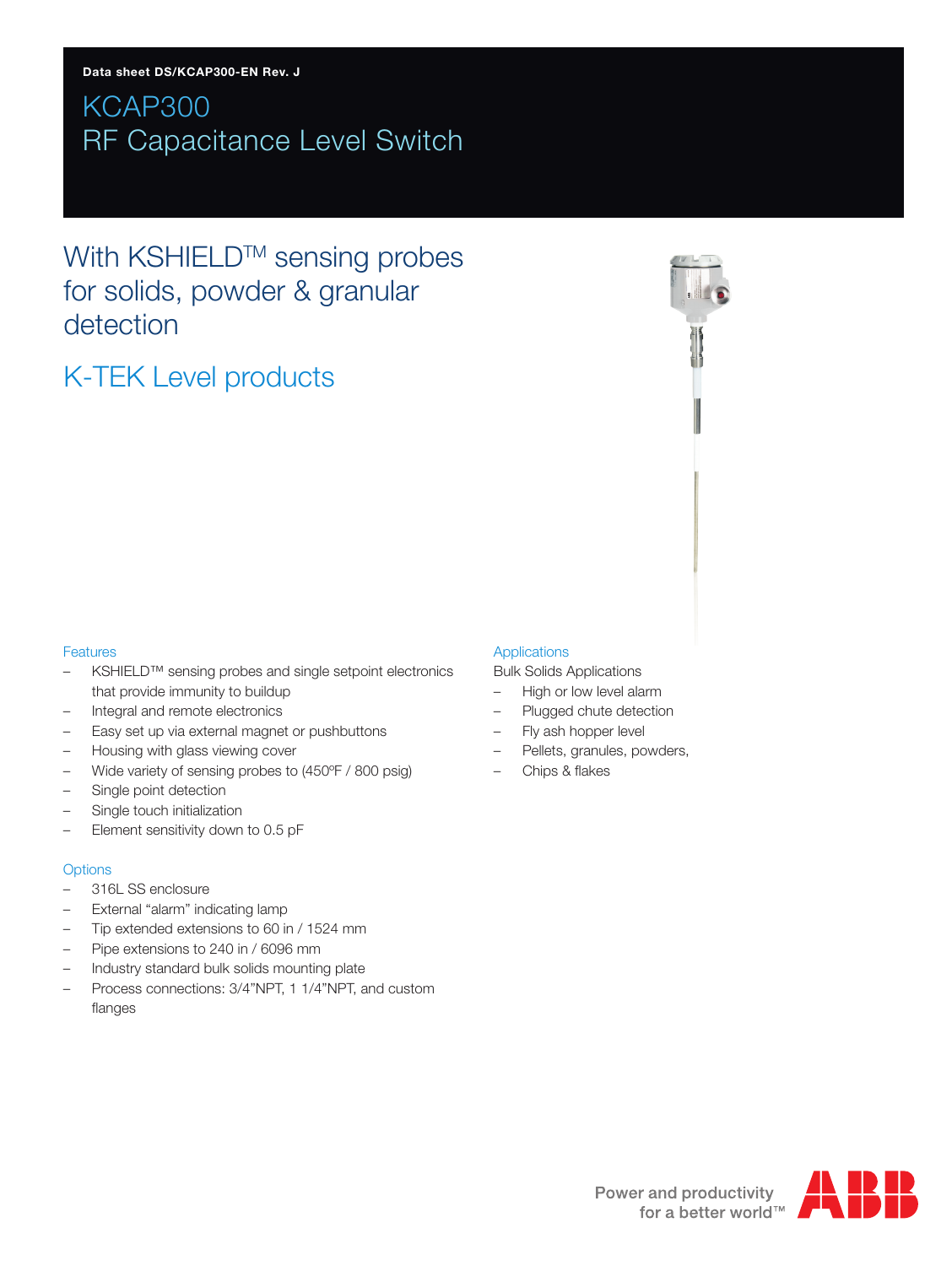Data sheet DS/KCAP300-EN Rev. J

# KCAP300
# RF Capacitance Level Switch

## With KSHIELD™ sensing probes for solids, powder & granular detection

## K-TEK Level products

### Features

- KSHIELD™ sensing probes and single setpoint electronics that provide immunity to buildup
- Integral and remote electronics
- Easy set up via external magnet or pushbuttons
- Housing with glass viewing cover
- Wide variety of sensing probes to (450ºF / 800 psig)
- Single point detection
- Single touch initialization
- Element sensitivity down to 0.5 pF

### Options

- 316L SS enclosure
- External "alarm" indicating lamp
- Tip extended extensions to 60 in / 1524 mm
- Pipe extensions to 240 in / 6096 mm
- Industry standard bulk solids mounting plate
- Process connections: 3/4"NPT, 1 1/4"NPT, and custom flanges

### Applications

Bulk Solids Applications

- High or low level alarm
- Plugged chute detection
- Fly ash hopper level
- Pellets, granules, powders,
- Chips & flakes

Power and productivity for a better world™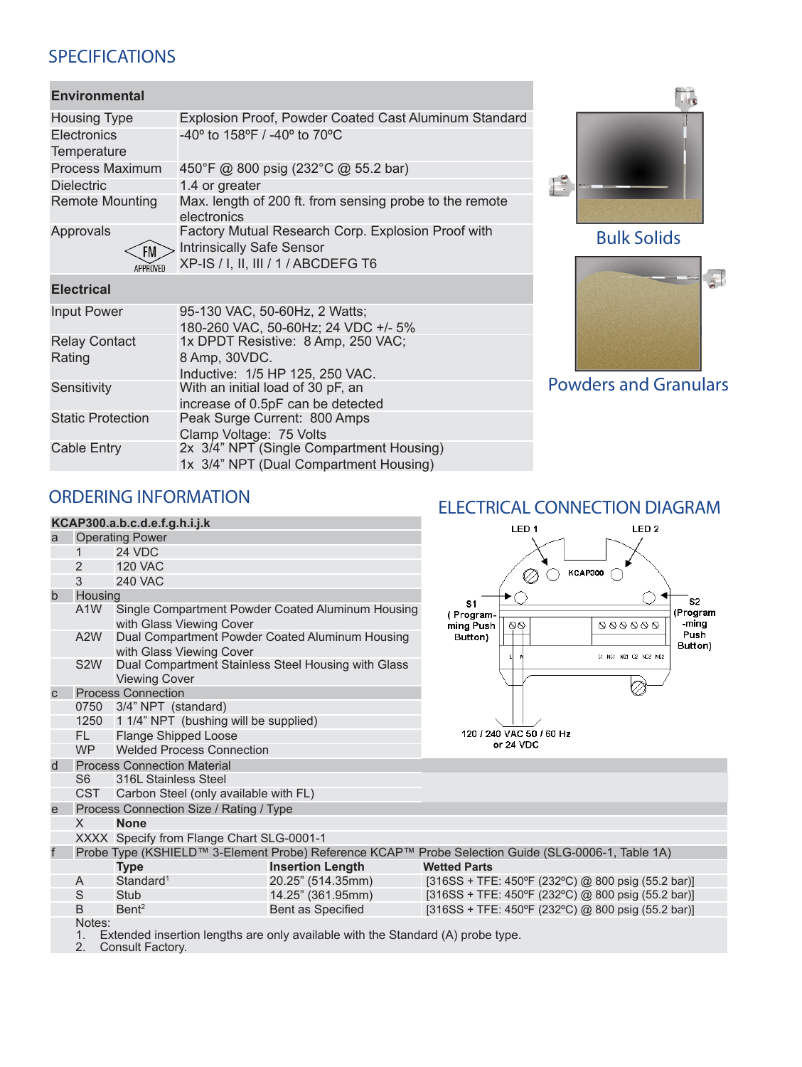## SPECIFICATIONS

| Environmental | |
|---|---|
| Housing Type | Explosion Proof, Powder Coated Cast Aluminum Standard |
| Electronics Temperature | -40° to 158°F / -40° to 70°C |
| Process Maximum | 450°F @ 800 psig (232°C @ 55.2 bar) |
| Dielectric | 1.4 or greater |
| Remote Mounting | Max. length of 200 ft. from sensing probe to the remote electronics |
| Approvals (FM APPROVED) | Factory Mutual Research Corp. Explosion Proof with Intrinsically Safe Sensor<br>XP-IS / I, II, III / 1 / ABCDEFG T6 |

| Electrical | |
|---|---|
| Input Power | 95-130 VAC, 50-60Hz, 2 Watts;<br>180-260 VAC, 50-60Hz; 24 VDC +/- 5% |
| Relay Contact Rating | 1x DPDT Resistive: 8 Amp, 250 VAC;<br>8 Amp, 30VDC.<br>Inductive: 1/5 HP 125, 250 VAC. |
| Sensitivity | With an initial load of 30 pF, an increase of 0.5pF can be detected |
| Static Protection | Peak Surge Current: 800 Amps<br>Clamp Voltage: 75 Volts |
| Cable Entry | 2x 3/4" NPT (Single Compartment Housing)<br>1x 3/4" NPT (Dual Compartment Housing) |

Bulk Solids

Powders and Granulars

## ORDERING INFORMATION

**KCAP300.a.b.c.d.e.f.g.h.i.j.k**

| | | | | |
|---|---|---|---|---|
| a | Operating Power | | | |
| | 1 | 24 VDC | | |
| | 2 | 120 VAC | | |
| | 3 | 240 VAC | | |
| b | Housing | | | |
| | A1W | Single Compartment Powder Coated Aluminum Housing with Glass Viewing Cover | | |
| | A2W | Dual Compartment Powder Coated Aluminum Housing with Glass Viewing Cover | | |
| | S2W | Dual Compartment Stainless Steel Housing with Glass Viewing Cover | | |
| c | Process Connection | | | |
| | 0750 | 3/4" NPT (standard) | | |
| | 1250 | 1 1/4" NPT (bushing will be supplied) | | |
| | FL | Flange Shipped Loose | | |
| | WP | Welded Process Connection | | |
| d | Process Connection Material | | | |
| | S6 | 316L Stainless Steel | | |
| | CST | Carbon Steel (only available with FL) | | |
| e | Process Connection Size / Rating / Type | | | |
| | X | **None** | | |
| | XXXX | Specify from Flange Chart SLG-0001-1 | | |
| f | Probe Type (KSHIELD™ 3-Element Probe) Reference KCAP™ Probe Selection Guide (SLG-0006-1, Table 1A) | | | |
| | | **Type** | **Insertion Length** | **Wetted Parts** |
| | A | Standard[1] | 20.25" (514.35mm) | [316SS + TFE: 450ºF (232ºC) @ 800 psig (55.2 bar)] |
| | S | Stub | 14.25" (361.95mm) | [316SS + TFE: 450ºF (232ºC) @ 800 psig (55.2 bar)] |
| | B | Bent[2] | Bent as Specified | [316SS + TFE: 450ºF (232ºC) @ 800 psig (55.2 bar)] |

Notes:
1. Extended insertion lengths are only available with the Standard (A) probe type.
2. Consult Factory.

## ELECTRICAL CONNECTION DIAGRAM

LED 1, LED 2, KCAP300, S1 (Programming Push Button), S2 (Programming Push Button), L N, C1 NC1 NO1 C2 NC2 NO2

120 / 240 VAC 50 / 60 Hz or 24 VDC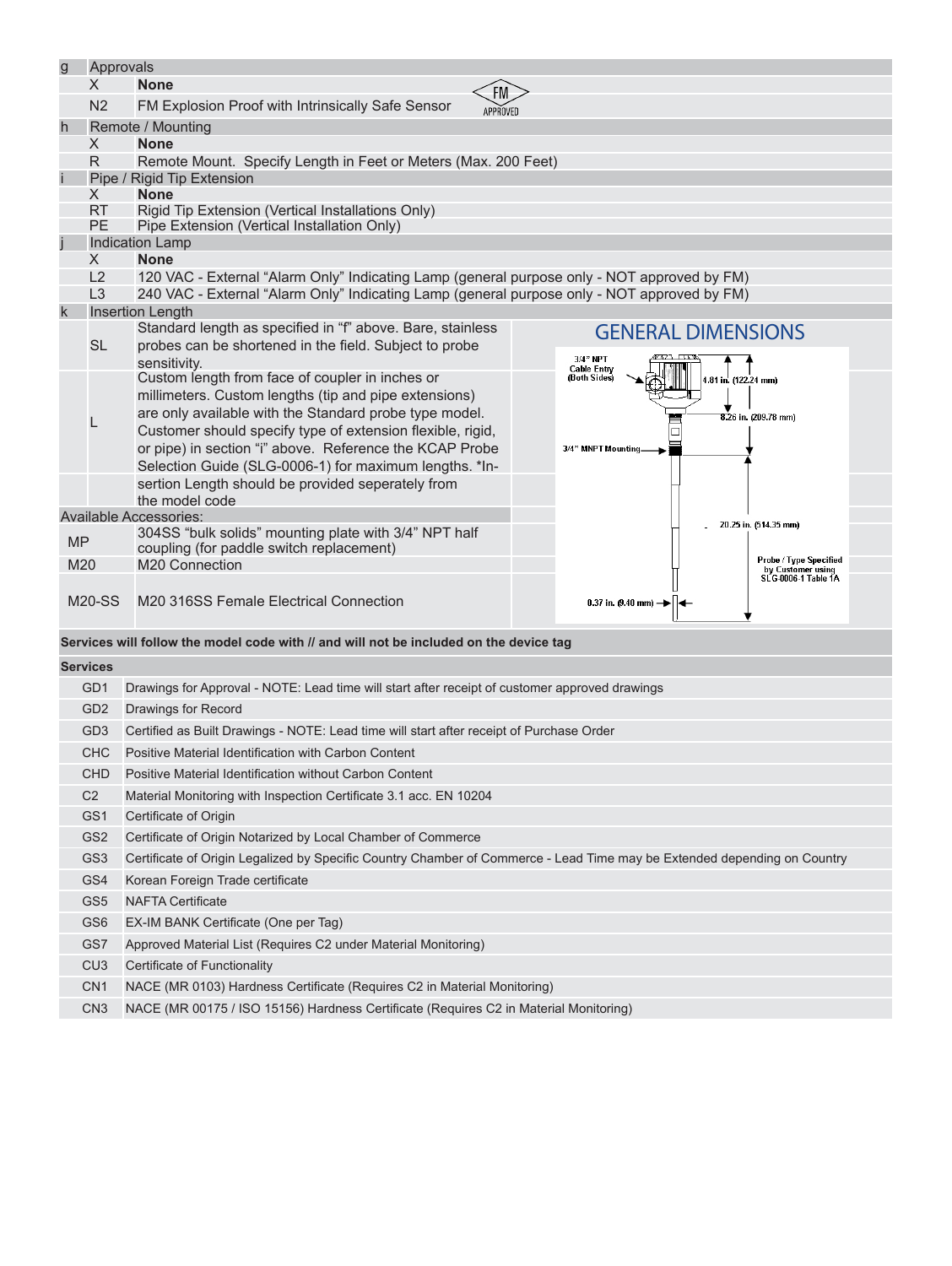| | | |
|---|---|---|
| g | Approvals | |
| | X | **None** |
| | N2 | FM Explosion Proof with Intrinsically Safe Sensor (FM APPROVED) |
| h | Remote / Mounting | |
| | X | **None** |
| | R | Remote Mount. Specify Length in Feet or Meters (Max. 200 Feet) |
| i | Pipe / Rigid Tip Extension | |
| | X | **None** |
| | RT | Rigid Tip Extension (Vertical Installations Only) |
| | PE | Pipe Extension (Vertical Installation Only) |
| j | Indication Lamp | |
| | X | **None** |
| | L2 | 120 VAC - External "Alarm Only" Indicating Lamp (general purpose only - NOT approved by FM) |
| | L3 | 240 VAC - External "Alarm Only" Indicating Lamp (general purpose only - NOT approved by FM) |
| k | Insertion Length | |
| | SL | Standard length as specified in "f" above. Bare, stainless probes can be shortened in the field. Subject to probe sensitivity. |
| | L | Custom length from face of coupler in inches or millimeters. Custom lengths (tip and pipe extensions) are only available with the Standard probe type model. Customer should specify type of extension flexible, rigid, or pipe) in section "i" above. Reference the KCAP Probe Selection Guide (SLG-0006-1) for maximum lengths. *Insertion Length should be provided seperately from the model code |

**Available Accessories:**

| | |
|---|---|
| MP | 304SS "bulk solids" mounting plate with 3/4" NPT half coupling (for paddle switch replacement) |
| M20 | M20 Connection |
| M20-SS | M20 316SS Female Electrical Connection |

## GENERAL DIMENSIONS

3/4" NPT Cable Entry (Both Sides)

4.81 in. (122.24 mm)

8.26 in. (209.78 mm)

3/4" MNPT Mounting

20.25 in. (514.35 mm)

Probe / Type Specified by Customer using SLG-0006-1 Table 1A

0.37 in. (9.40 mm)

**Services will follow the model code with // and will not be included on the device tag**

| **Services** | |
|---|---|
| GD1 | Drawings for Approval - NOTE: Lead time will start after receipt of customer approved drawings |
| GD2 | Drawings for Record |
| GD3 | Certified as Built Drawings - NOTE: Lead time will start after receipt of Purchase Order |
| CHC | Positive Material Identification with Carbon Content |
| CHD | Positive Material Identification without Carbon Content |
| C2 | Material Monitoring with Inspection Certificate 3.1 acc. EN 10204 |
| GS1 | Certificate of Origin |
| GS2 | Certificate of Origin Notarized by Local Chamber of Commerce |
| GS3 | Certificate of Origin Legalized by Specific Country Chamber of Commerce - Lead Time may be Extended depending on Country |
| GS4 | Korean Foreign Trade certificate |
| GS5 | NAFTA Certificate |
| GS6 | EX-IM BANK Certificate (One per Tag) |
| GS7 | Approved Material List (Requires C2 under Material Monitoring) |
| CU3 | Certificate of Functionality |
| CN1 | NACE (MR 0103) Hardness Certificate (Requires C2 in Material Monitoring) |
| CN3 | NACE (MR 00175 / ISO 15156) Hardness Certificate (Requires C2 in Material Monitoring) |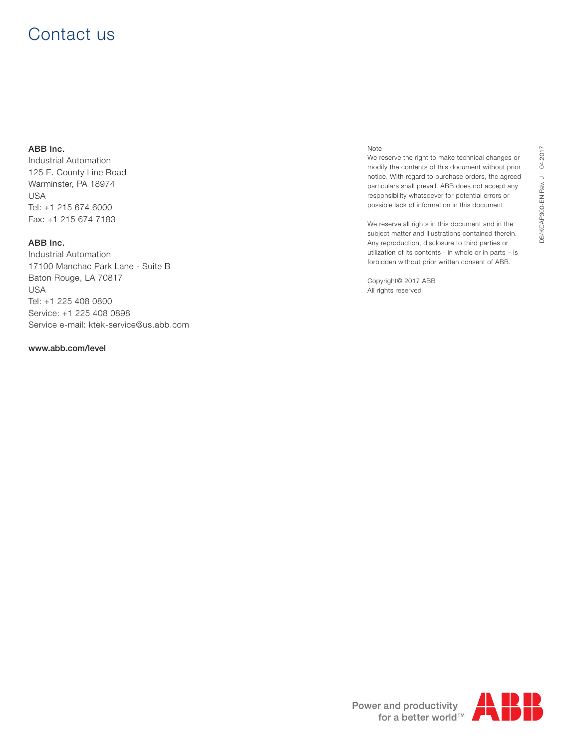# Contact us

**ABB Inc.**
Industrial Automation
125 E. County Line Road
Warminster, PA 18974
USA
Tel: +1 215 674 6000
Fax: +1 215 674 7183

**ABB Inc.**
Industrial Automation
17100 Manchac Park Lane - Suite B
Baton Rouge, LA 70817
USA
Tel: +1 225 408 0800
Service: +1 225 408 0898
Service e-mail: ktek-service@us.abb.com

**www.abb.com/level**

Note
We reserve the right to make technical changes or modify the contents of this document without prior notice. With regard to purchase orders, the agreed particulars shall prevail. ABB does not accept any responsibility whatsoever for potential errors or possible lack of information in this document.

We reserve all rights in this document and in the subject matter and illustrations contained therein. Any reproduction, disclosure to third parties or utilization of its contents - in whole or in parts – is forbidden without prior written consent of ABB.

Copyright© 2017 ABB
All rights reserved

DS/KCAP300-EN Rev. J 04.2017

Power and productivity
for a better world™